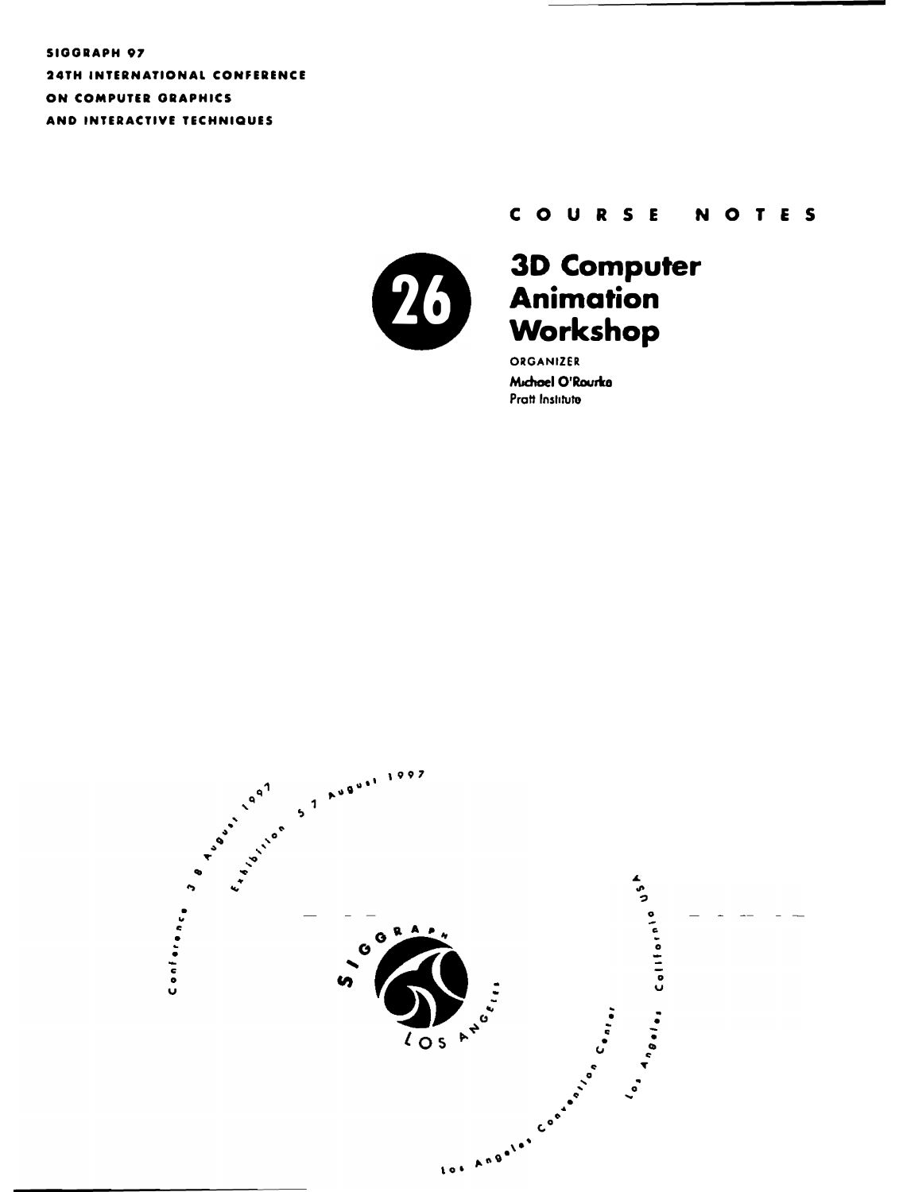SIGGRAPH 97
24TH INTERNATIONAL CONFERENCE
ON COMPUTER GRAPHICS
AND INTERACTIVE TECHNIQUES

COURSE NOTES

# 26 3D Computer Animation Workshop

ORGANIZER

**Michael O'Rourke**
Pratt Institute

Conference 3-8 August 1997
Exhibition 5-7 August 1997

SIGGRAPH LOS ANGELES

Los Angeles Convention Center
Los Angeles, California USA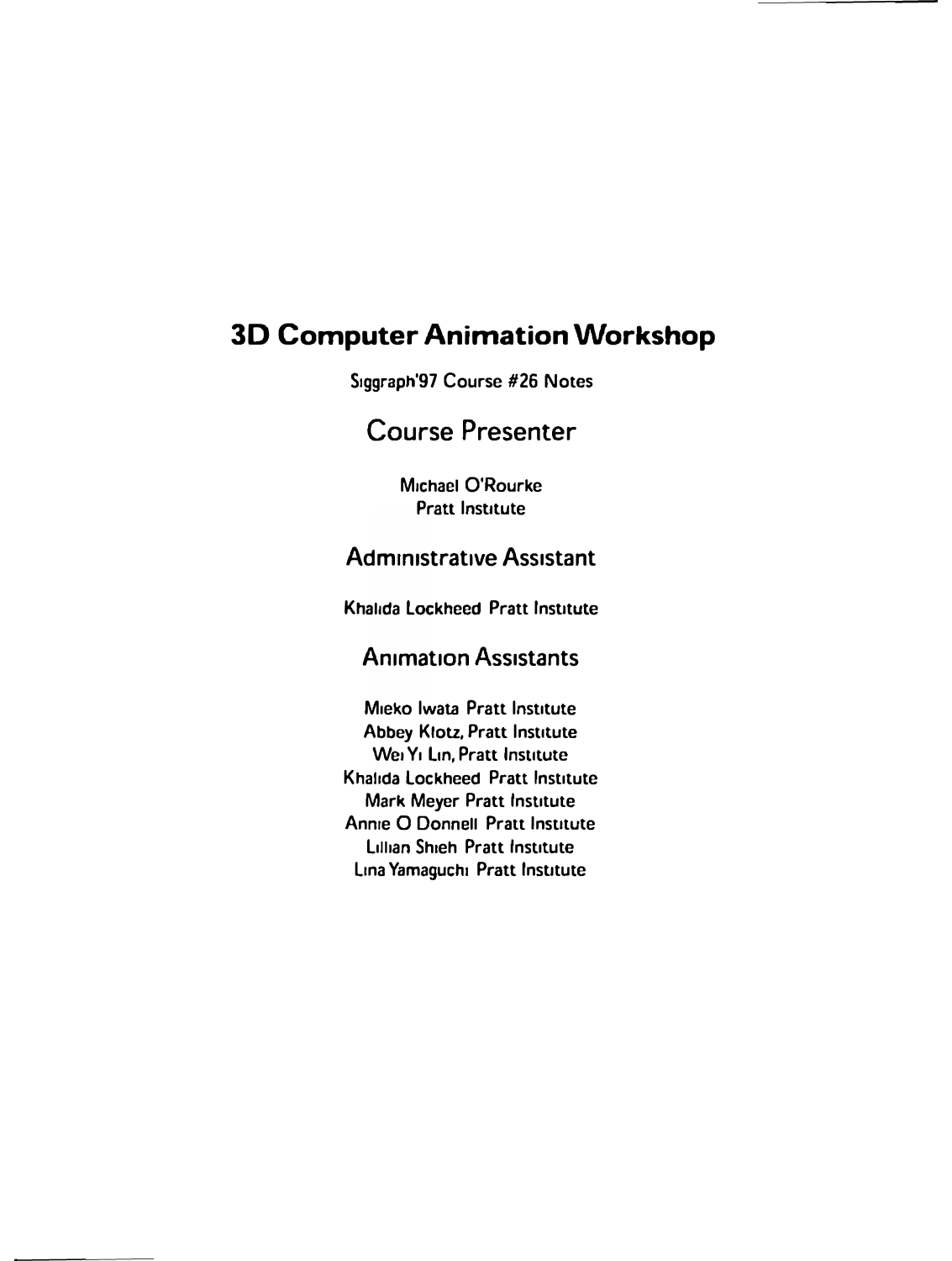# 3D Computer Animation Workshop

Siggraph'97 Course #26 Notes

## Course Presenter

Michael O'Rourke
Pratt Institute

## Administrative Assistant

Khalida Lockheed Pratt Institute

## Animation Assistants

Mieko Iwata Pratt Institute
Abbey Klotz, Pratt Institute
Wei Yi Lin, Pratt Institute
Khalida Lockheed Pratt Institute
Mark Meyer Pratt Institute
Annie O Donnell Pratt Institute
Lillian Shieh Pratt Institute
Lina Yamaguchi Pratt Institute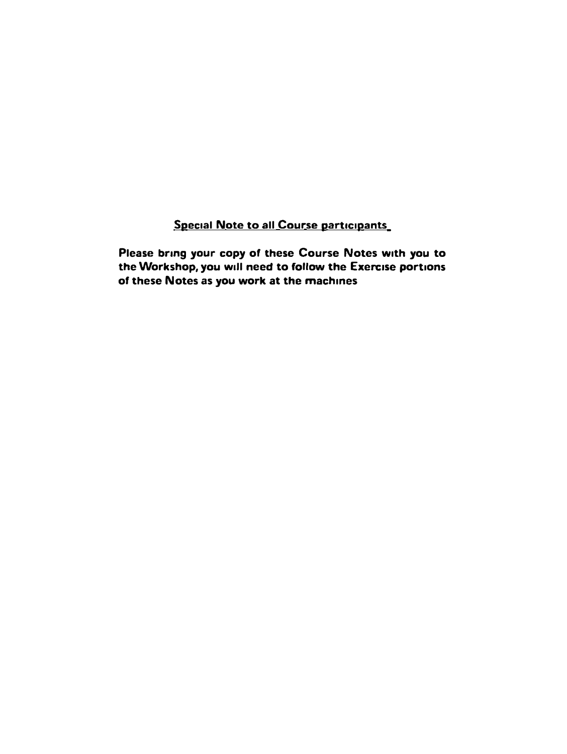**Special Note to all Course participants**

**Please bring your copy of these Course Notes with you to the Workshop, you will need to follow the Exercise portions of these Notes as you work at the machines**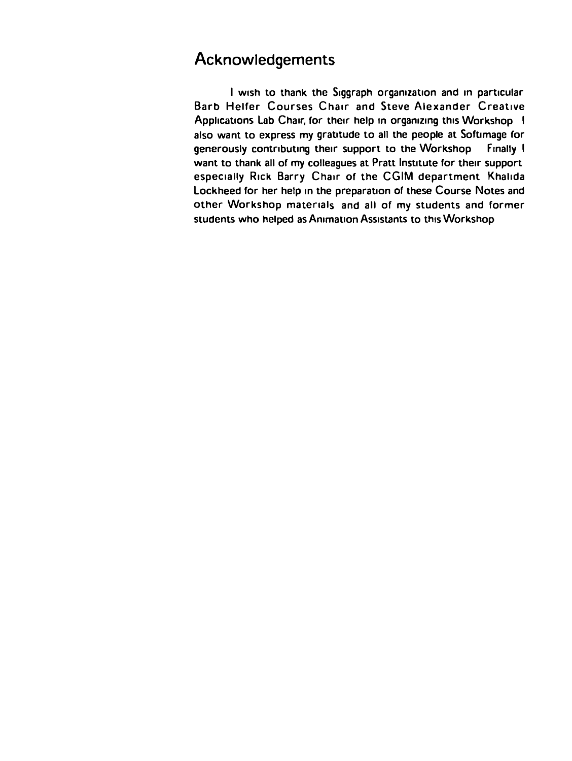## Acknowledgements

I wish to thank the Siggraph organization and in particular Barb Helfer Courses Chair and Steve Alexander Creative Applications Lab Chair, for their help in organizing this Workshop I also want to express my gratitude to all the people at Softimage for generously contributing their support to the Workshop Finally I want to thank all of my colleagues at Pratt Institute for their support especially Rick Barry Chair of the CGIM department Khalida Lockheed for her help in the preparation of these Course Notes and other Workshop materials and all of my students and former students who helped as Animation Assistants to this Workshop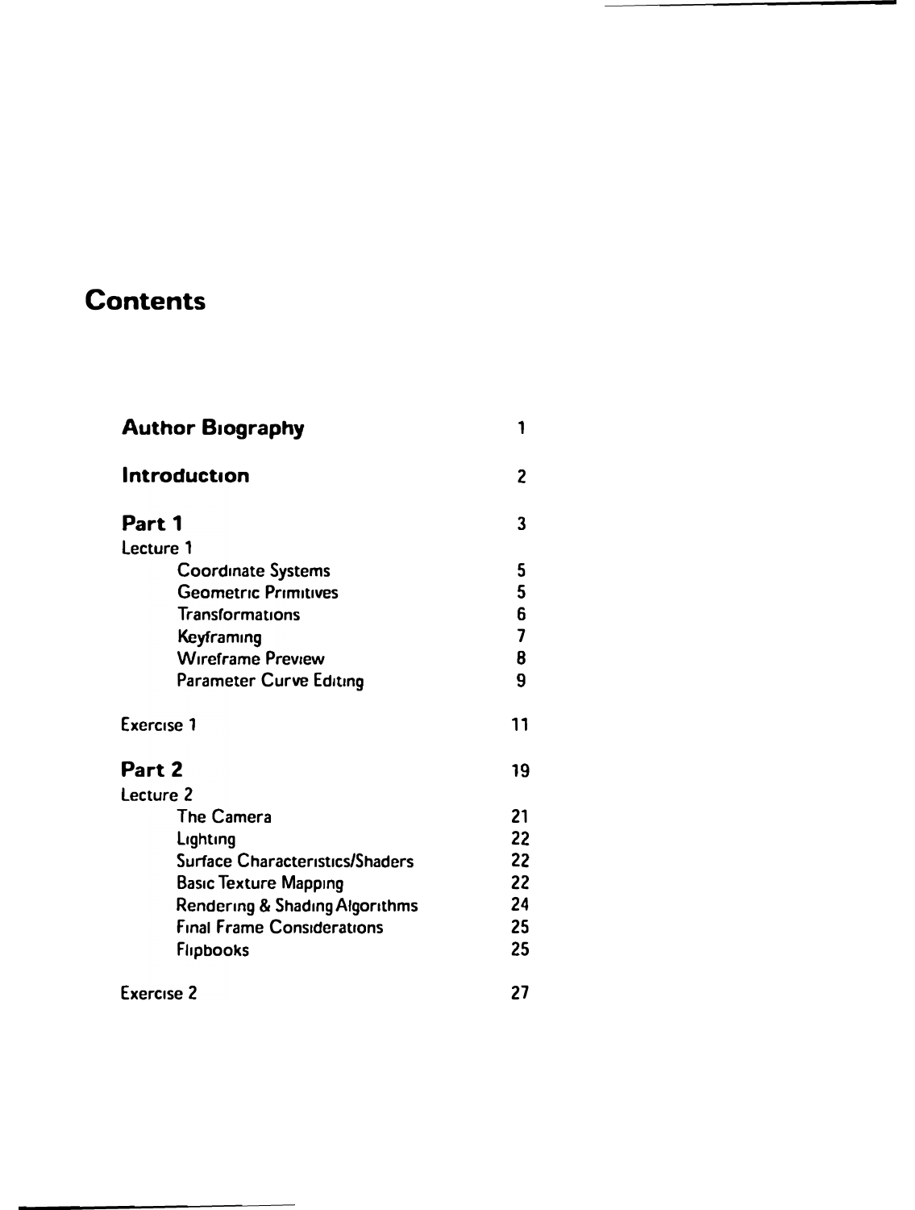# Contents

| | |
|---|---|
| **Author Biography** | 1 |
| **Introduction** | 2 |
| **Part 1** | 3 |
| Lecture 1 | |
| Coordinate Systems | 5 |
| Geometric Primitives | 5 |
| Transformations | 6 |
| Keyframing | 7 |
| Wireframe Preview | 8 |
| Parameter Curve Editing | 9 |
| Exercise 1 | 11 |
| **Part 2** | 19 |
| Lecture 2 | |
| The Camera | 21 |
| Lighting | 22 |
| Surface Characteristics/Shaders | 22 |
| Basic Texture Mapping | 22 |
| Rendering & Shading Algorithms | 24 |
| Final Frame Considerations | 25 |
| Flipbooks | 25 |
| Exercise 2 | 27 |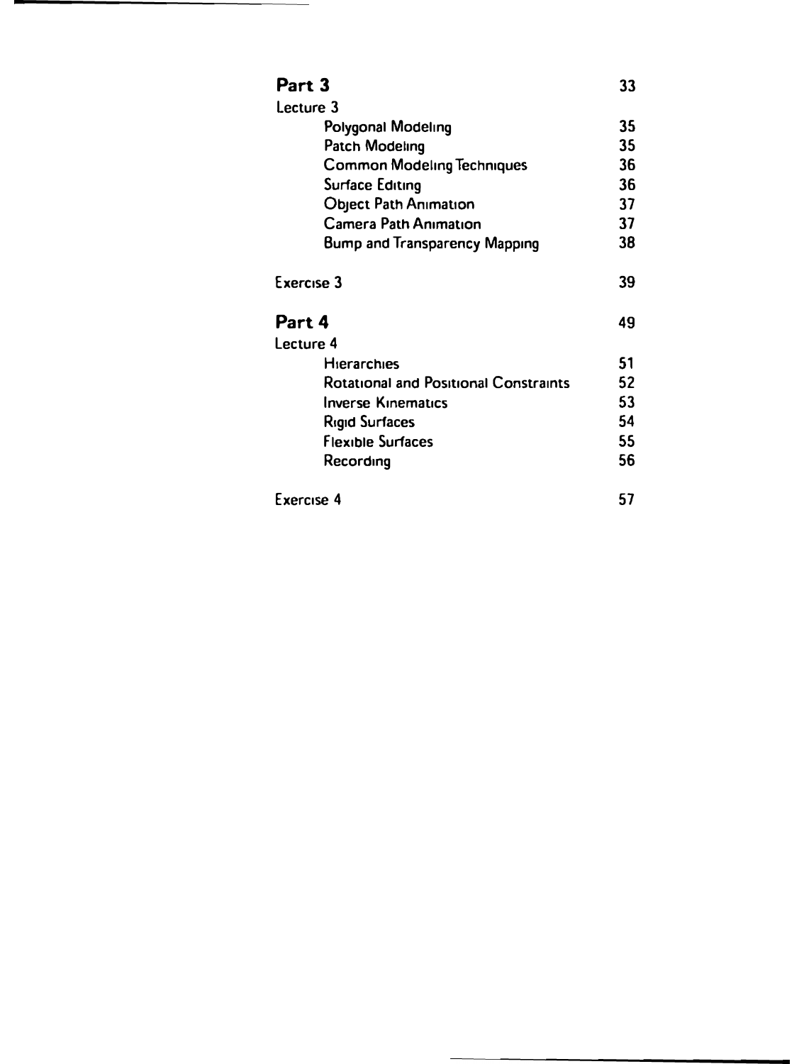| | |
|---|---|
| **Part 3** | 33 |
| Lecture 3 | |
| Polygonal Modeling | 35 |
| Patch Modeling | 35 |
| Common Modeling Techniques | 36 |
| Surface Editing | 36 |
| Object Path Animation | 37 |
| Camera Path Animation | 37 |
| Bump and Transparency Mapping | 38 |
| | |
| Exercise 3 | 39 |
| | |
| **Part 4** | 49 |
| Lecture 4 | |
| Hierarchies | 51 |
| Rotational and Positional Constraints | 52 |
| Inverse Kinematics | 53 |
| Rigid Surfaces | 54 |
| Flexible Surfaces | 55 |
| Recording | 56 |
| | |
| Exercise 4 | 57 |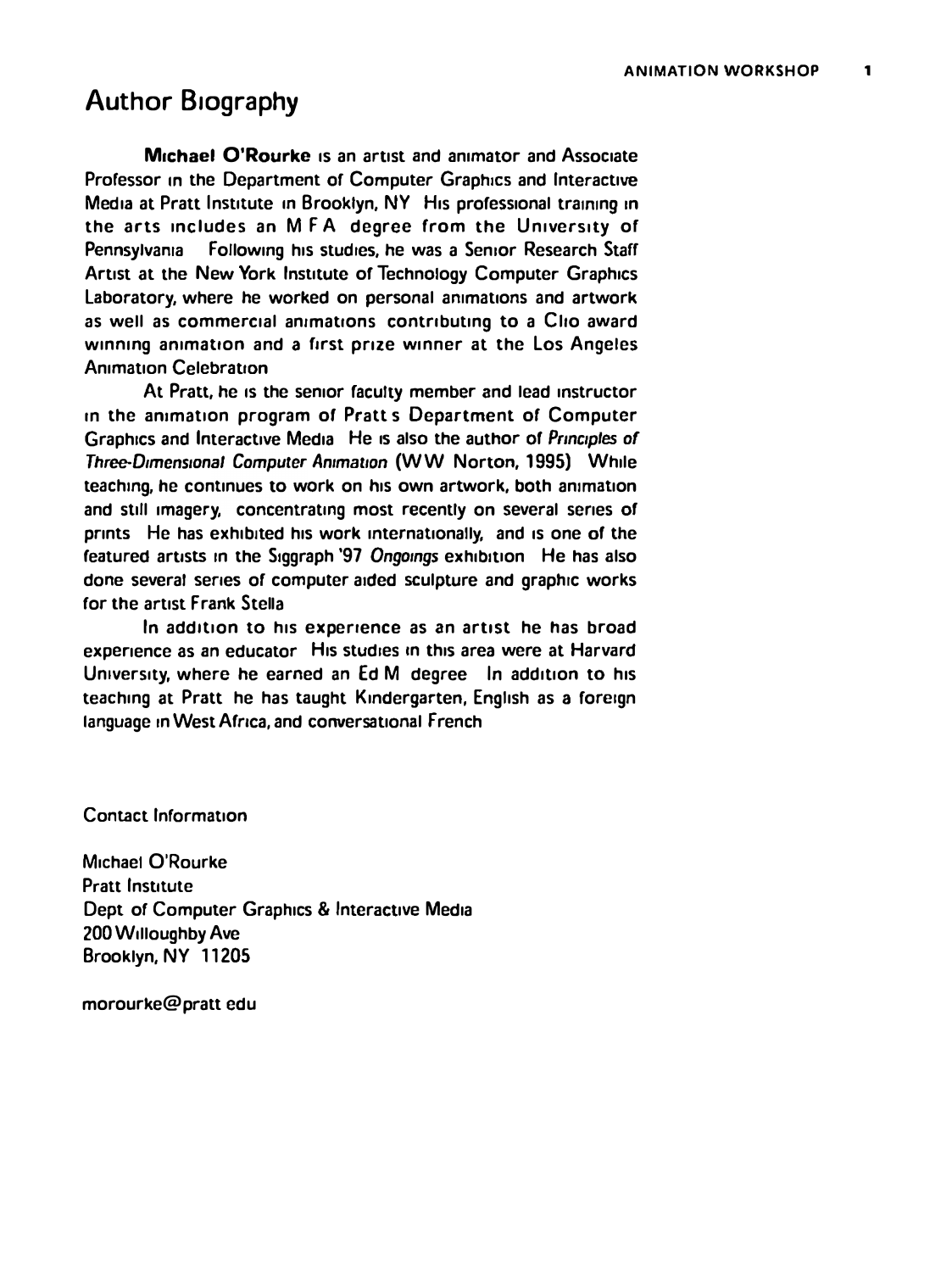# Author Biography

**Michael O'Rourke** is an artist and animator and Associate Professor in the Department of Computer Graphics and Interactive Media at Pratt Institute in Brooklyn, NY His professional training in the arts includes an M F A degree from the University of Pennsylvania Following his studies, he was a Senior Research Staff Artist at the New York Institute of Technology Computer Graphics Laboratory, where he worked on personal animations and artwork as well as commercial animations contributing to a Clio award winning animation and a first prize winner at the Los Angeles Animation Celebration

At Pratt, he is the senior faculty member and lead instructor in the animation program of Pratt s Department of Computer Graphics and Interactive Media He is also the author of *Principles of Three-Dimensional Computer Animation* (W W Norton, 1995) While teaching, he continues to work on his own artwork, both animation and still imagery, concentrating most recently on several series of prints He has exhibited his work internationally, and is one of the featured artists in the Siggraph '97 *Ongoings* exhibition He has also done several series of computer aided sculpture and graphic works for the artist Frank Stella

In addition to his experience as an artist he has broad experience as an educator His studies in this area were at Harvard University, where he earned an Ed M degree In addition to his teaching at Pratt he has taught Kindergarten, English as a foreign language in West Africa, and conversational French

Contact Information

Michael O'Rourke
Pratt Institute
Dept of Computer Graphics & Interactive Media
200 Willoughby Ave
Brooklyn, NY 11205

morourke@pratt edu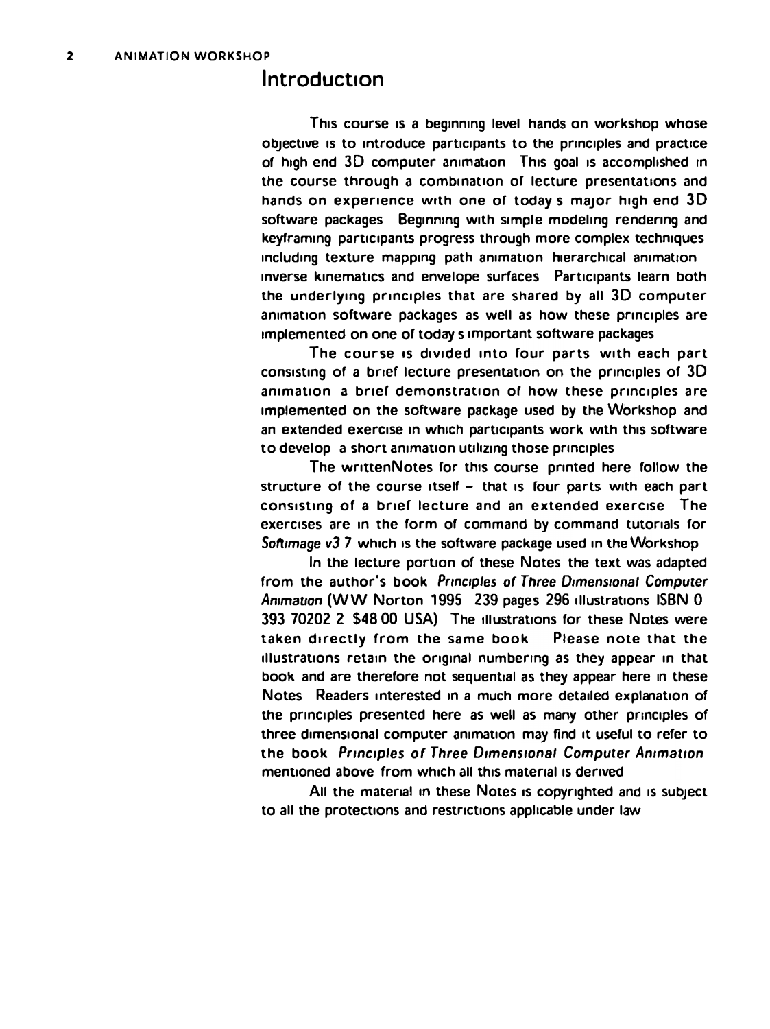# Introduction

This course is a beginning level hands on workshop whose objective is to introduce participants to the principles and practice of high end 3D computer animation This goal is accomplished in the course through a combination of lecture presentations and hands on experience with one of today s major high end 3D software packages Beginning with simple modeling rendering and keyframing participants progress through more complex techniques including texture mapping path animation hierarchical animation inverse kinematics and envelope surfaces Participants learn both the underlying principles that are shared by all 3D computer animation software packages as well as how these principles are implemented on one of today s important software packages

The course is divided into four parts with each part consisting of a brief lecture presentation on the principles of 3D animation a brief demonstration of how these principles are implemented on the software package used by the Workshop and an extended exercise in which participants work with this software to develop a short animation utilizing those principles

The writtenNotes for this course printed here follow the structure of the course itself – that is four parts with each part consisting of a brief lecture and an extended exercise The exercises are in the form of command by command tutorials for *Softimage v3* 7 which is the software package used in the Workshop

In the lecture portion of these Notes the text was adapted from the author's book *Principles of Three Dimensional Computer Animation* (WW Norton 1995 239 pages 296 illustrations ISBN 0 393 70202 2 $48 00 USA) The illustrations for these Notes were taken directly from the same book Please note that the illustrations retain the original numbering as they appear in that book and are therefore not sequential as they appear here in these Notes Readers interested in a much more detailed explanation of the principles presented here as well as many other principles of three dimensional computer animation may find it useful to refer to the book *Principles of Three Dimensional Computer Animation* mentioned above from which all this material is derived

All the material in these Notes is copyrighted and is subject to all the protections and restrictions applicable under law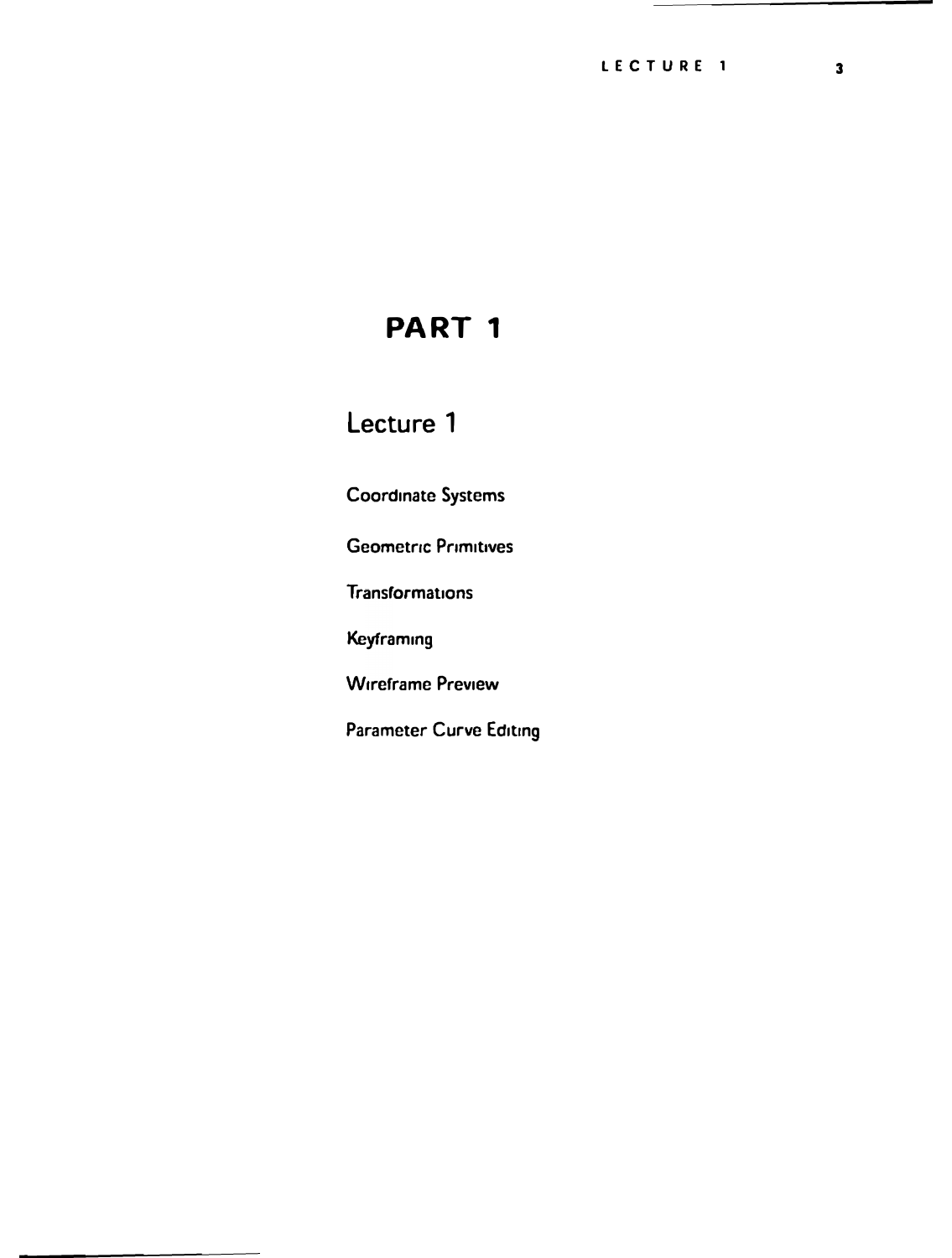# PART 1

## Lecture 1

Coordinate Systems

Geometric Primitives

Transformations

Keyframing

Wireframe Preview

Parameter Curve Editing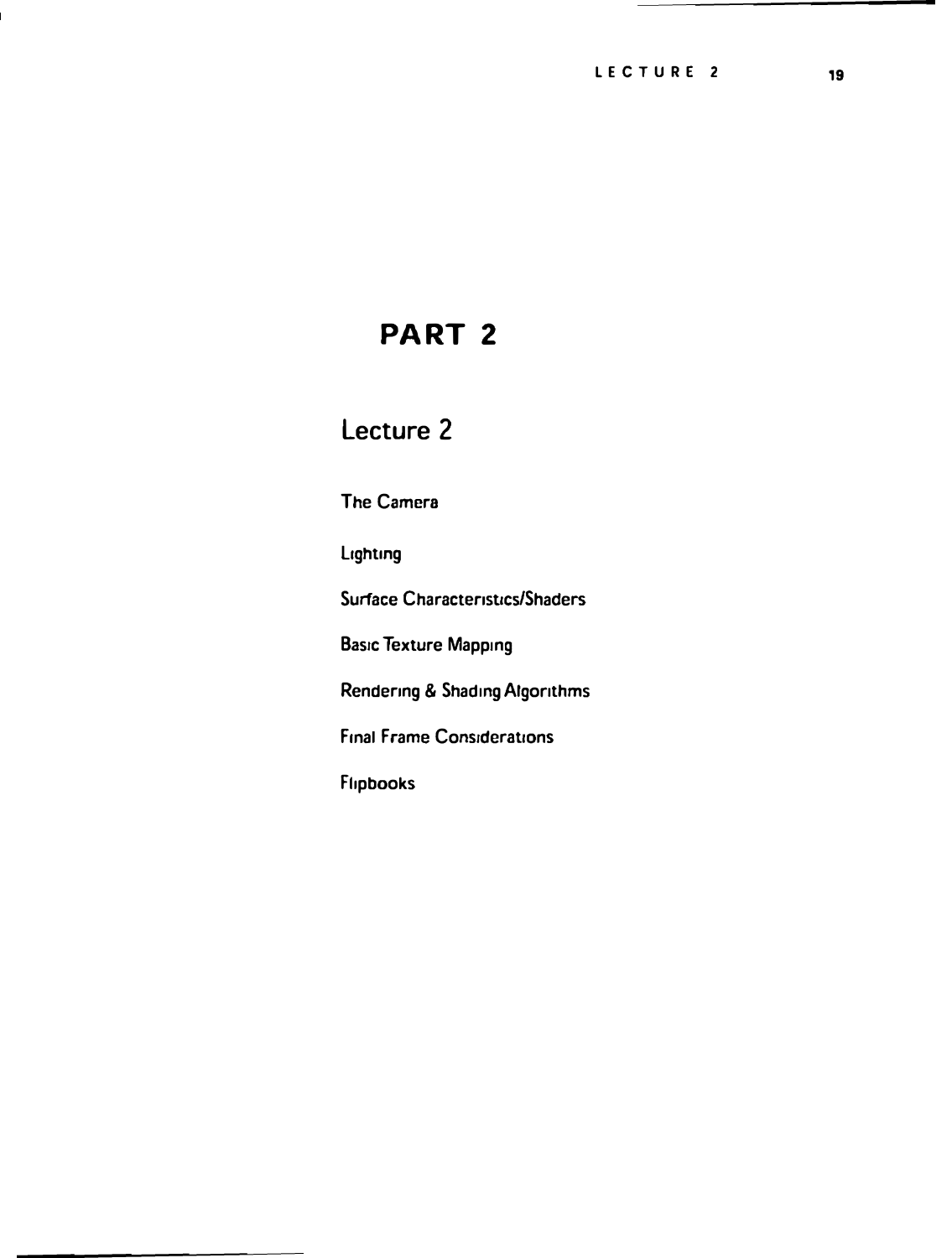# PART 2

## Lecture 2

The Camera

Lighting

Surface Characteristics/Shaders

Basic Texture Mapping

Rendering & Shading Algorithms

Final Frame Considerations

Flipbooks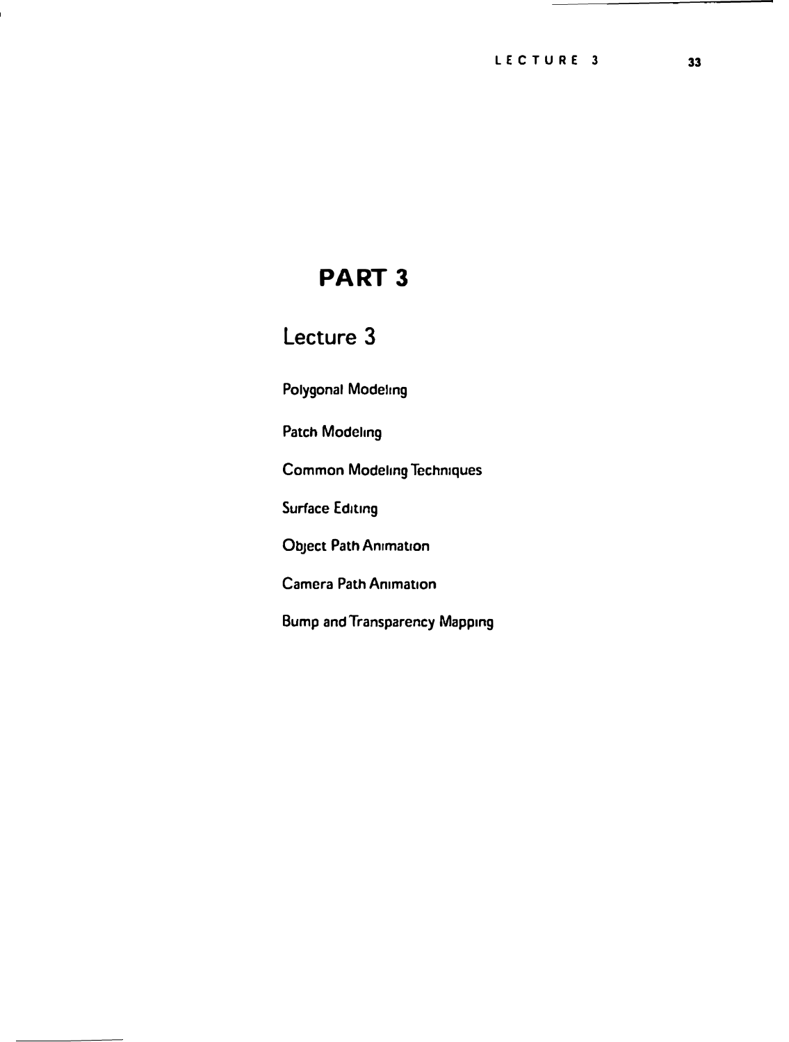# PART 3

## Lecture 3

Polygonal Modeling

Patch Modeling

Common Modeling Techniques

Surface Editing

Object Path Animation

Camera Path Animation

Bump and Transparency Mapping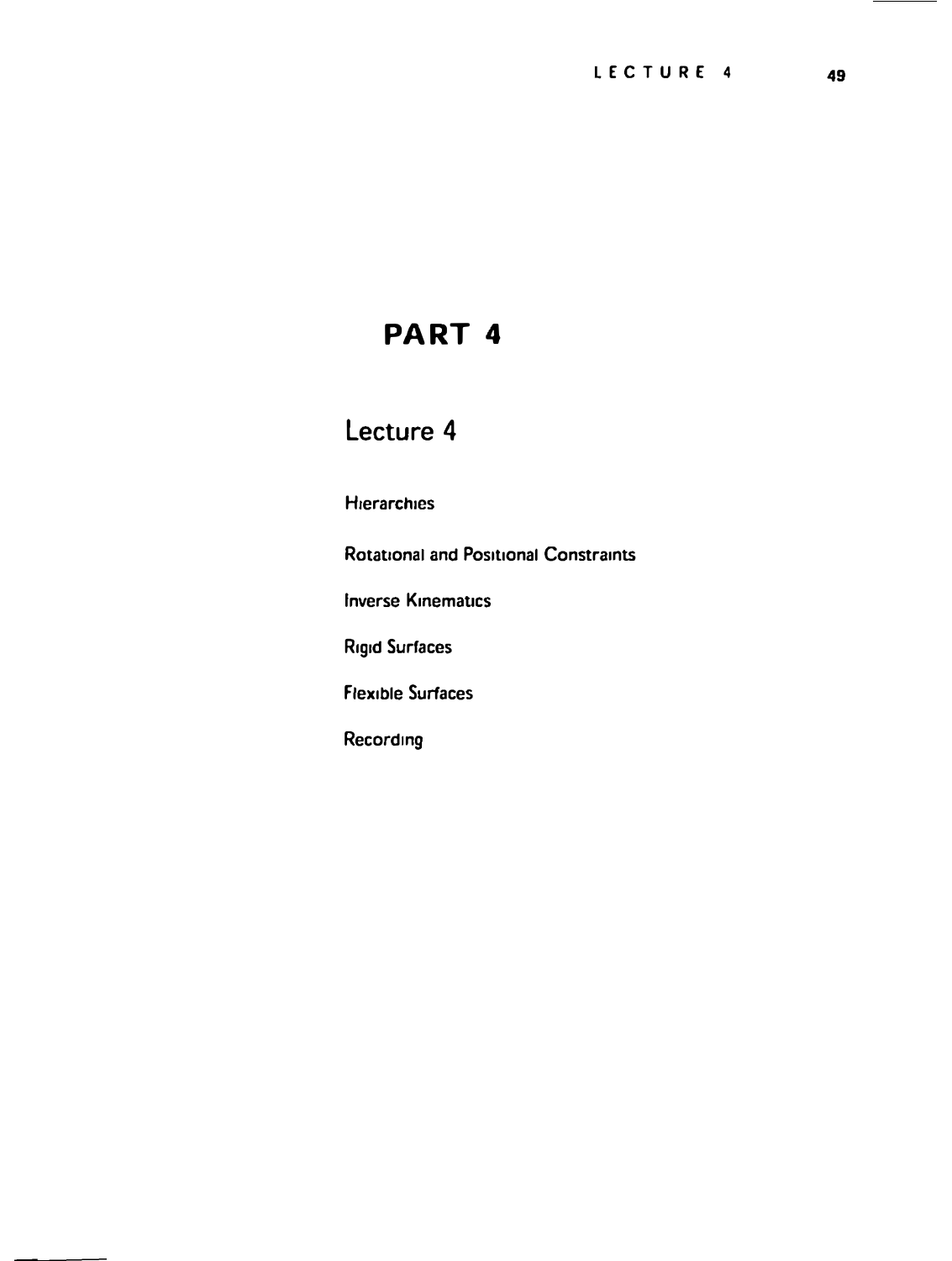# PART 4

## Lecture 4

Hierarchies

Rotational and Positional Constraints

Inverse Kinematics

Rigid Surfaces

Flexible Surfaces

Recording